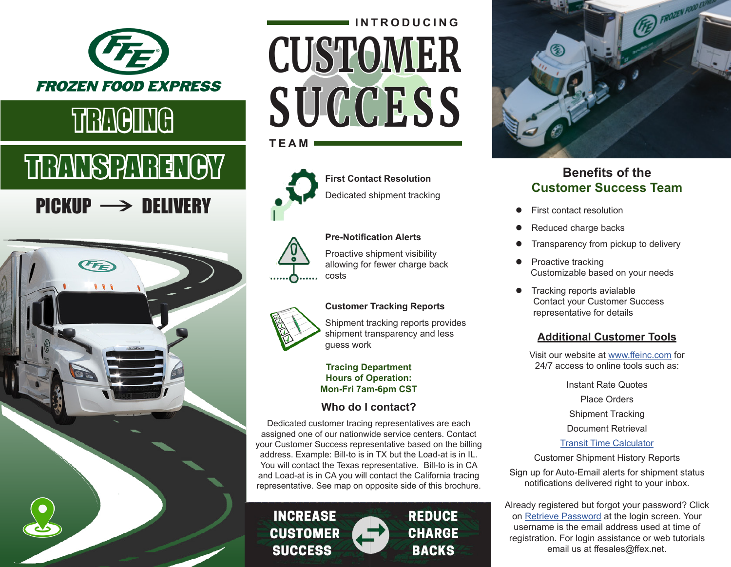# FROZEN FOOD EXPRESS

## TRACING TRANSPARENCY

**PICKUP ⟶ DELIVERY**

INTRODUCING

# CUSTOMER SUCCESS

TEAM

**First Contact Resolution**

Dedicated shipment tracking

**Pre-Notification Alerts**

Proactive shipment visibility allowing for fewer charge back costs

**Customer Tracking Reports**

Shipment tracking reports provides shipment transparency and less guess work

**Tracing Department**
**Hours of Operation:**
**Mon-Fri 7am-6pm CST**

### Who do I contact?

Dedicated customer tracing representatives are each assigned one of our nationwide service centers. Contact your Customer Success representative based on the billing address. Example: Bill-to is in TX but the Load-at is in IL. You will contact the Texas representative. Bill-to is in CA and Load-at is in CA you will contact the California tracing representative. See map on opposite side of this brochure.

**INCREASE CUSTOMER SUCCESS** ⇄ **REDUCE CHARGE BACKS**

## Benefits of the Customer Success Team

- First contact resolution
- Reduced charge backs
- Transparency from pickup to delivery
- Proactive tracking
  Customizable based on your needs
- Tracking reports avialable
  Contact your Customer Success representative for details

### Additional Customer Tools

Visit our website at www.ffeinc.com for 24/7 access to online tools such as:

Instant Rate Quotes

Place Orders

Shipment Tracking

Document Retrieval

Transit Time Calculator

Customer Shipment History Reports

Sign up for Auto-Email alerts for shipment status notifications delivered right to your inbox.

Already registered but forgot your password? Click on Retrieve Password at the login screen. Your username is the email address used at time of registration. For login assistance or web tutorials email us at ffesales@ffex.net.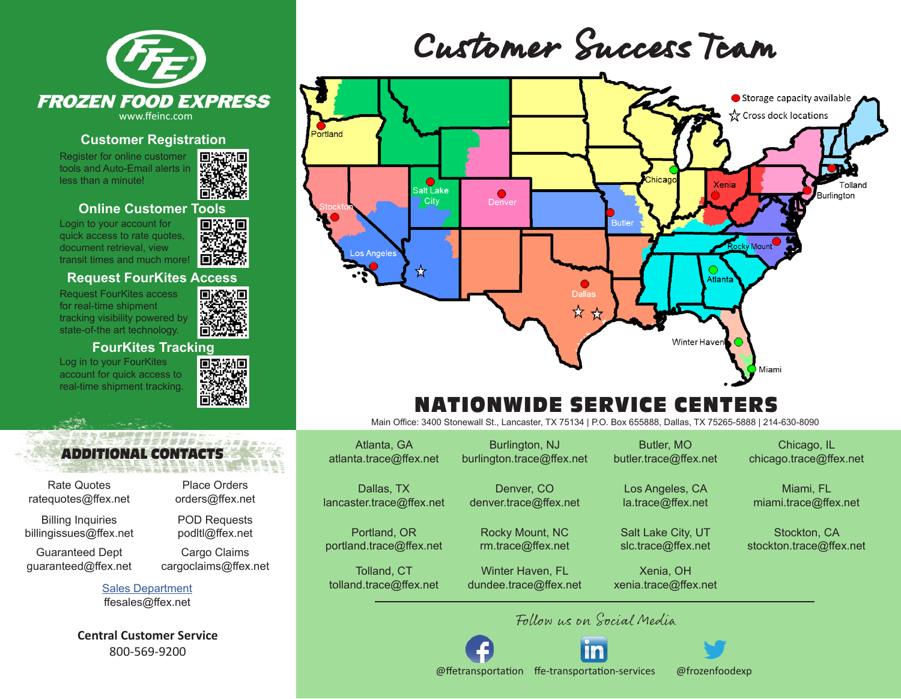# FFE FROZEN FOOD EXPRESS

www.ffeinc.com

## Customer Registration

Register for online customer tools and Auto-Email alerts in less than a minute!

## Online Customer Tools

Login to your account for quick access to rate quotes, document retrieval, view transit times and much more!

## Request FourKites Access

Request FourKites access for real-time shipment tracking visibility powered by state-of-the art technology.

## FourKites Tracking

Log in to your FourKites account for quick access to real-time shipment tracking.

# Customer Success Team

Storage capacity available

Cross dock locations

Portland
Salt Lake City
Denver
Stockton
Los Angeles
Dallas
Chicago
Butler
Xenia
Tolland
Burlington
Rocky Mount
Atlanta
Winter Haven
Miami

# NATIONWIDE SERVICE CENTERS

Main Office: 3400 Stonewall St., Lancaster, TX 75134 | P.O. Box 655888, Dallas, TX 75265-5888 | 214-630-8090

| | | | |
|---|---|---|---|
| Atlanta, GA<br>atlanta.trace@ffex.net | Burlington, NJ<br>burlington.trace@ffex.net | Butler, MO<br>butler.trace@ffex.net | Chicago, IL<br>chicago.trace@ffex.net |
| Dallas, TX<br>lancaster.trace@ffex.net | Denver, CO<br>denver.trace@ffex.net | Los Angeles, CA<br>la.trace@ffex.net | Miami, FL<br>miami.trace@ffex.net |
| Portland, OR<br>portland.trace@ffex.net | Rocky Mount, NC<br>rm.trace@ffex.net | Salt Lake City, UT<br>slc.trace@ffex.net | Stockton, CA<br>stockton.trace@ffex.net |
| Tolland, CT<br>tolland.trace@ffex.net | Winter Haven, FL<br>dundee.trace@ffex.net | Xenia, OH<br>xenia.trace@ffex.net | |

## ADDITIONAL CONTACTS

| | |
|---|---|
| Rate Quotes<br>ratequotes@ffex.net | Place Orders<br>orders@ffex.net |
| Billing Inquiries<br>billingissues@ffex.net | POD Requests<br>podltl@ffex.net |
| Guaranteed Dept<br>guaranteed@ffex.net | Cargo Claims<br>cargoclaims@ffex.net |

Sales Department
ffesales@ffex.net

**Central Customer Service**
800-569-9200

*Follow us on Social Media*

@ffetransportation

ffe-transportation-services

@frozenfoodexp